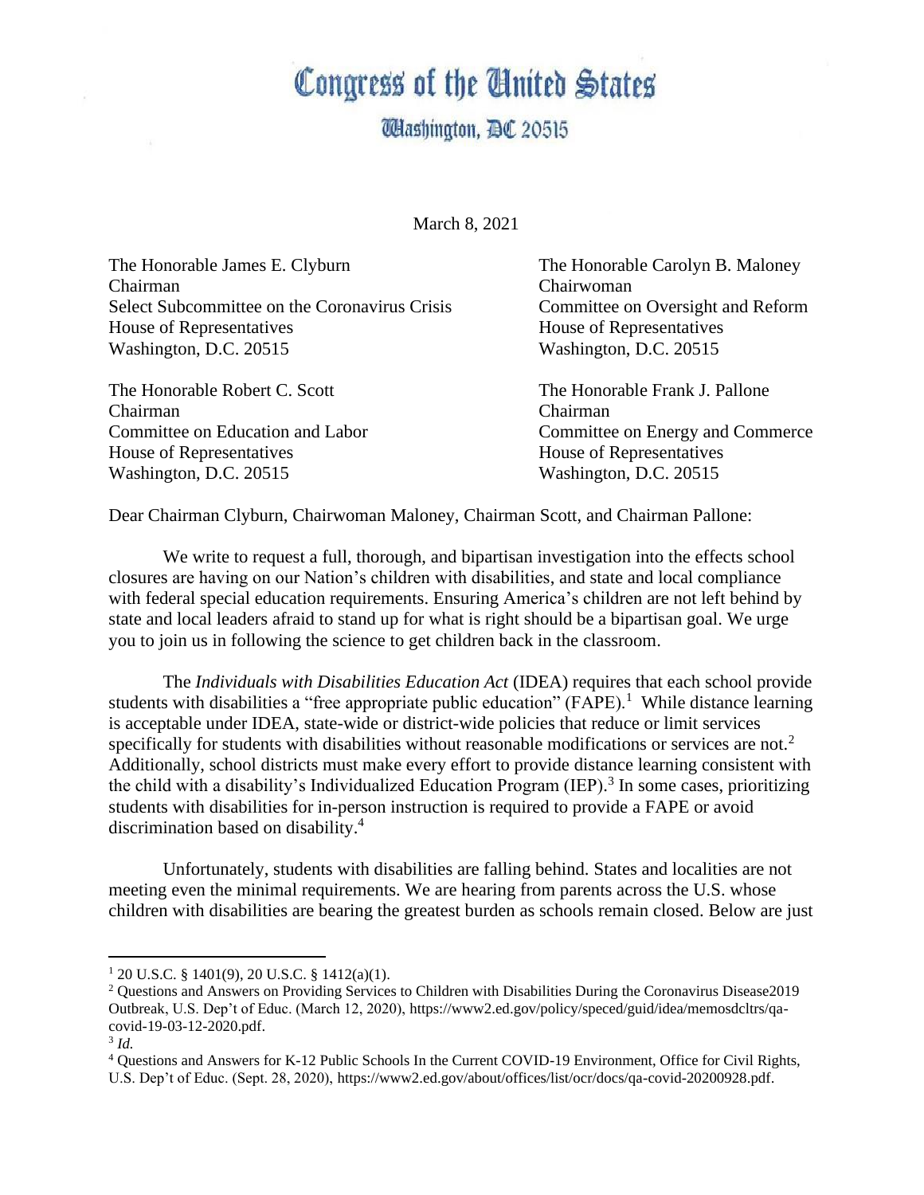# Congress of the United States

## Washington, DC 20515

March 8, 2021

The Honorable James E. Clyburn
Chairman
Select Subcommittee on the Coronavirus Crisis
House of Representatives
Washington, D.C. 20515

The Honorable Carolyn B. Maloney
Chairwoman
Committee on Oversight and Reform
House of Representatives
Washington, D.C. 20515

The Honorable Robert C. Scott
Chairman
Committee on Education and Labor
House of Representatives
Washington, D.C. 20515

The Honorable Frank J. Pallone
Chairman
Committee on Energy and Commerce
House of Representatives
Washington, D.C. 20515

Dear Chairman Clyburn, Chairwoman Maloney, Chairman Scott, and Chairman Pallone:

We write to request a full, thorough, and bipartisan investigation into the effects school closures are having on our Nation's children with disabilities, and state and local compliance with federal special education requirements. Ensuring America's children are not left behind by state and local leaders afraid to stand up for what is right should be a bipartisan goal. We urge you to join us in following the science to get children back in the classroom.

The *Individuals with Disabilities Education Act* (IDEA) requires that each school provide students with disabilities a "free appropriate public education" (FAPE).[1] While distance learning is acceptable under IDEA, state-wide or district-wide policies that reduce or limit services specifically for students with disabilities without reasonable modifications or services are not.[2] Additionally, school districts must make every effort to provide distance learning consistent with the child with a disability's Individualized Education Program (IEP).[3] In some cases, prioritizing students with disabilities for in-person instruction is required to provide a FAPE or avoid discrimination based on disability.[4]

Unfortunately, students with disabilities are falling behind. States and localities are not meeting even the minimal requirements. We are hearing from parents across the U.S. whose children with disabilities are bearing the greatest burden as schools remain closed. Below are just

---

[1] 20 U.S.C. § 1401(9), 20 U.S.C. § 1412(a)(1).

[2] Questions and Answers on Providing Services to Children with Disabilities During the Coronavirus Disease2019 Outbreak, U.S. Dep't of Educ. (March 12, 2020), https://www2.ed.gov/policy/speced/guid/idea/memosdcltrs/qa-covid-19-03-12-2020.pdf.

[3] *Id.*

[4] Questions and Answers for K-12 Public Schools In the Current COVID-19 Environment, Office for Civil Rights, U.S. Dep't of Educ. (Sept. 28, 2020), https://www2.ed.gov/about/offices/list/ocr/docs/qa-covid-20200928.pdf.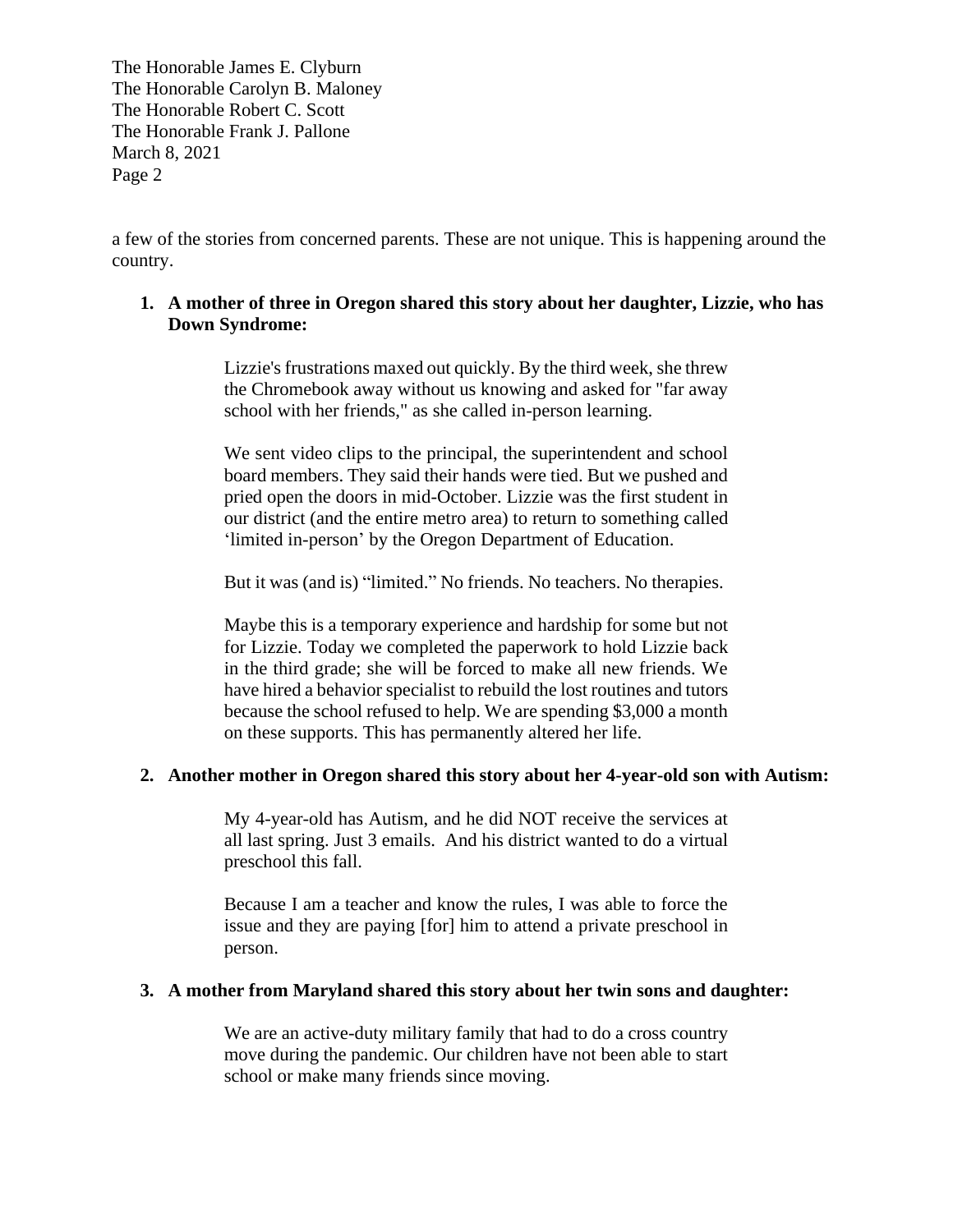a few of the stories from concerned parents. These are not unique. This is happening around the country.

1. **A mother of three in Oregon shared this story about her daughter, Lizzie, who has Down Syndrome:**

> Lizzie's frustrations maxed out quickly. By the third week, she threw the Chromebook away without us knowing and asked for "far away school with her friends," as she called in-person learning.
>
> We sent video clips to the principal, the superintendent and school board members. They said their hands were tied. But we pushed and pried open the doors in mid-October. Lizzie was the first student in our district (and the entire metro area) to return to something called 'limited in-person' by the Oregon Department of Education.
>
> But it was (and is) "limited." No friends. No teachers. No therapies.
>
> Maybe this is a temporary experience and hardship for some but not for Lizzie. Today we completed the paperwork to hold Lizzie back in the third grade; she will be forced to make all new friends. We have hired a behavior specialist to rebuild the lost routines and tutors because the school refused to help. We are spending $3,000 a month on these supports. This has permanently altered her life.

2. **Another mother in Oregon shared this story about her 4-year-old son with Autism:**

> My 4-year-old has Autism, and he did NOT receive the services at all last spring. Just 3 emails. And his district wanted to do a virtual preschool this fall.
>
> Because I am a teacher and know the rules, I was able to force the issue and they are paying [for] him to attend a private preschool in person.

3. **A mother from Maryland shared this story about her twin sons and daughter:**

> We are an active-duty military family that had to do a cross country move during the pandemic. Our children have not been able to start school or make many friends since moving.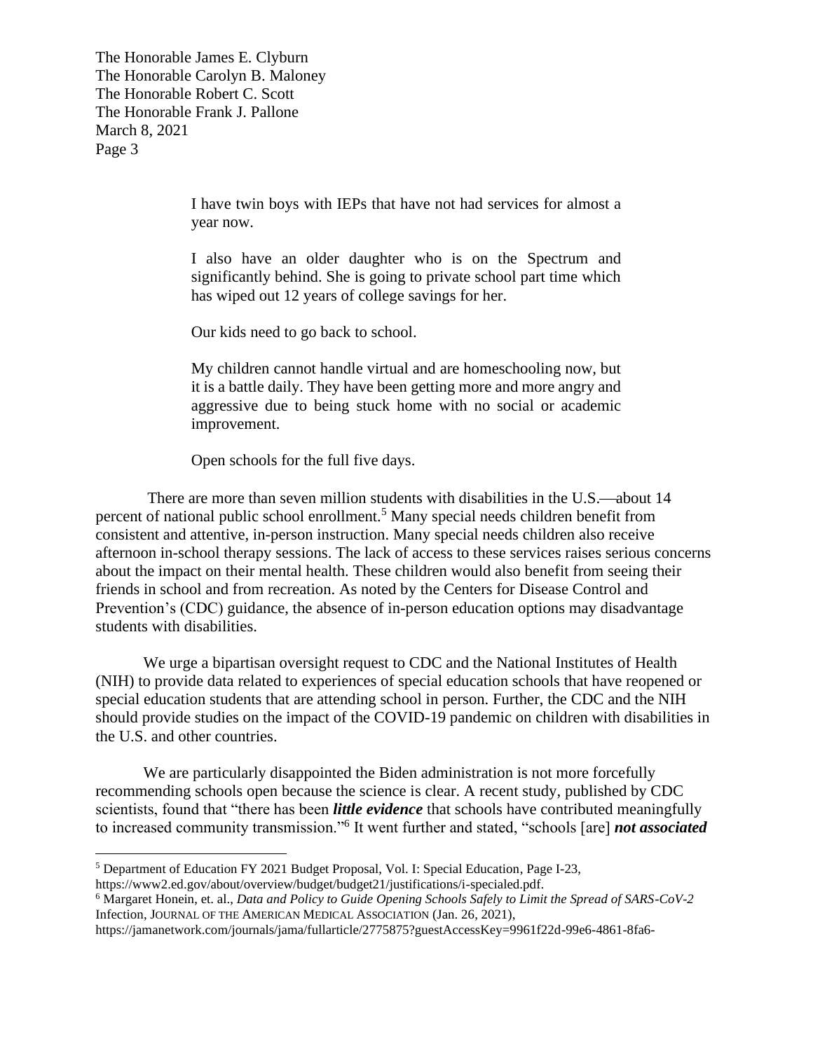> I have twin boys with IEPs that have not had services for almost a year now.
>
> I also have an older daughter who is on the Spectrum and significantly behind. She is going to private school part time which has wiped out 12 years of college savings for her.
>
> Our kids need to go back to school.
>
> My children cannot handle virtual and are homeschooling now, but it is a battle daily. They have been getting more and more angry and aggressive due to being stuck home with no social or academic improvement.
>
> Open schools for the full five days.

There are more than seven million students with disabilities in the U.S.—about 14 percent of national public school enrollment.[5] Many special needs children benefit from consistent and attentive, in-person instruction. Many special needs children also receive afternoon in-school therapy sessions. The lack of access to these services raises serious concerns about the impact on their mental health. These children would also benefit from seeing their friends in school and from recreation. As noted by the Centers for Disease Control and Prevention's (CDC) guidance, the absence of in-person education options may disadvantage students with disabilities.

We urge a bipartisan oversight request to CDC and the National Institutes of Health (NIH) to provide data related to experiences of special education schools that have reopened or special education students that are attending school in person. Further, the CDC and the NIH should provide studies on the impact of the COVID-19 pandemic on children with disabilities in the U.S. and other countries.

We are particularly disappointed the Biden administration is not more forcefully recommending schools open because the science is clear. A recent study, published by CDC scientists, found that "there has been ***little evidence*** that schools have contributed meaningfully to increased community transmission."[6] It went further and stated, "schools [are] ***not associated***

---

[5] Department of Education FY 2021 Budget Proposal, Vol. I: Special Education, Page I-23, https://www2.ed.gov/about/overview/budget/budget21/justifications/i-specialed.pdf.

[6] Margaret Honein, et. al., *Data and Policy to Guide Opening Schools Safely to Limit the Spread of SARS-CoV-2* Infection, JOURNAL OF THE AMERICAN MEDICAL ASSOCIATION (Jan. 26, 2021), https://jamanetwork.com/journals/jama/fullarticle/2775875?guestAccessKey=9961f22d-99e6-4861-8fa6-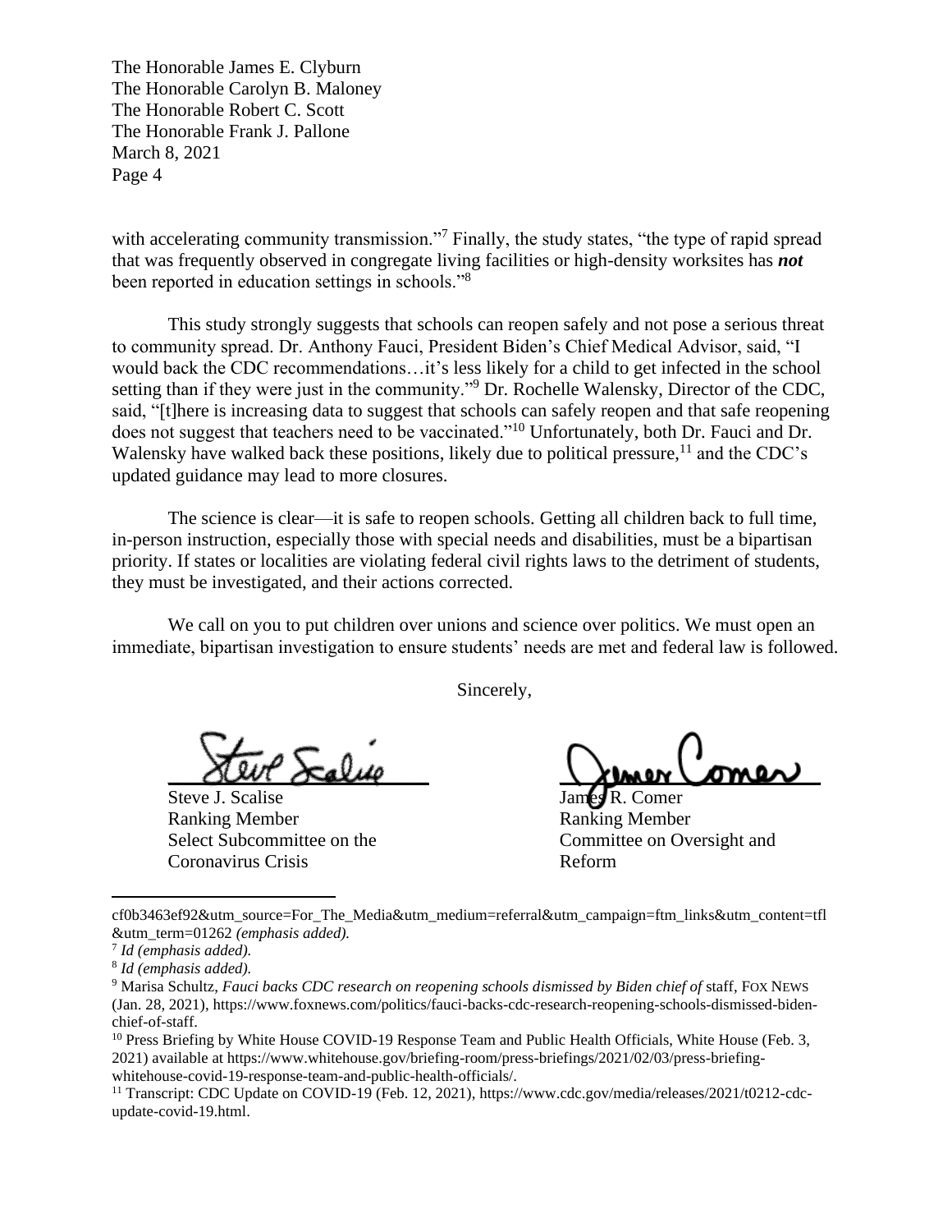with accelerating community transmission."[7] Finally, the study states, "the type of rapid spread that was frequently observed in congregate living facilities or high-density worksites has ***not*** been reported in education settings in schools."[8]

This study strongly suggests that schools can reopen safely and not pose a serious threat to community spread. Dr. Anthony Fauci, President Biden's Chief Medical Advisor, said, "I would back the CDC recommendations…it's less likely for a child to get infected in the school setting than if they were just in the community."[9] Dr. Rochelle Walensky, Director of the CDC, said, "[t]here is increasing data to suggest that schools can safely reopen and that safe reopening does not suggest that teachers need to be vaccinated."[10] Unfortunately, both Dr. Fauci and Dr. Walensky have walked back these positions, likely due to political pressure,[11] and the CDC's updated guidance may lead to more closures.

The science is clear—it is safe to reopen schools. Getting all children back to full time, in-person instruction, especially those with special needs and disabilities, must be a bipartisan priority. If states or localities are violating federal civil rights laws to the detriment of students, they must be investigated, and their actions corrected.

We call on you to put children over unions and science over politics. We must open an immediate, bipartisan investigation to ensure students' needs are met and federal law is followed.

Sincerely,

Steve J. Scalise
Ranking Member
Select Subcommittee on the Coronavirus Crisis

James R. Comer
Ranking Member
Committee on Oversight and Reform

---

cf0b3463ef92&utm_source=For_The_Media&utm_medium=referral&utm_campaign=ftm_links&utm_content=tfl&utm_term=01262 *(emphasis added).*

[7] *Id (emphasis added).*

[8] *Id (emphasis added).*

[9] Marisa Schultz, *Fauci backs CDC research on reopening schools dismissed by Biden chief of staff*, FOX NEWS (Jan. 28, 2021), https://www.foxnews.com/politics/fauci-backs-cdc-research-reopening-schools-dismissed-biden-chief-of-staff.

[10] Press Briefing by White House COVID-19 Response Team and Public Health Officials, White House (Feb. 3, 2021) available at https://www.whitehouse.gov/briefing-room/press-briefings/2021/02/03/press-briefing-whitehouse-covid-19-response-team-and-public-health-officials/.

[11] Transcript: CDC Update on COVID-19 (Feb. 12, 2021), https://www.cdc.gov/media/releases/2021/t0212-cdc-update-covid-19.html.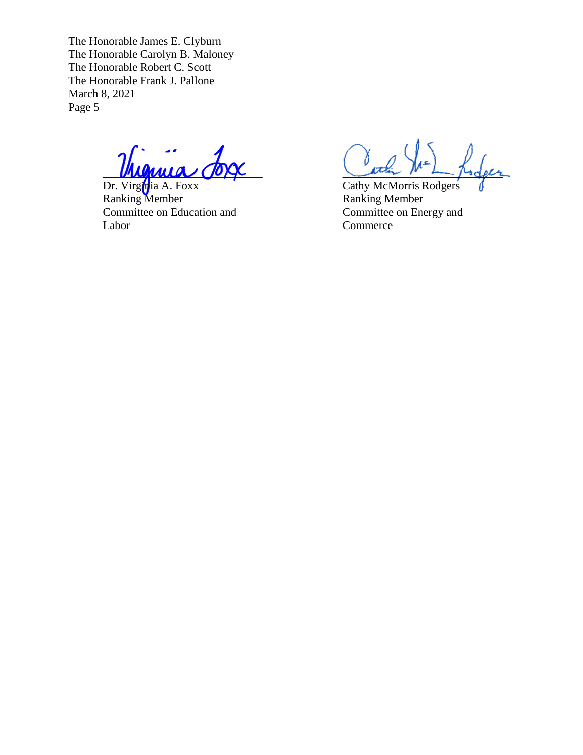Dr. Virginia A. Foxx
Ranking Member
Committee on Education and Labor

Cathy McMorris Rodgers
Ranking Member
Committee on Energy and Commerce